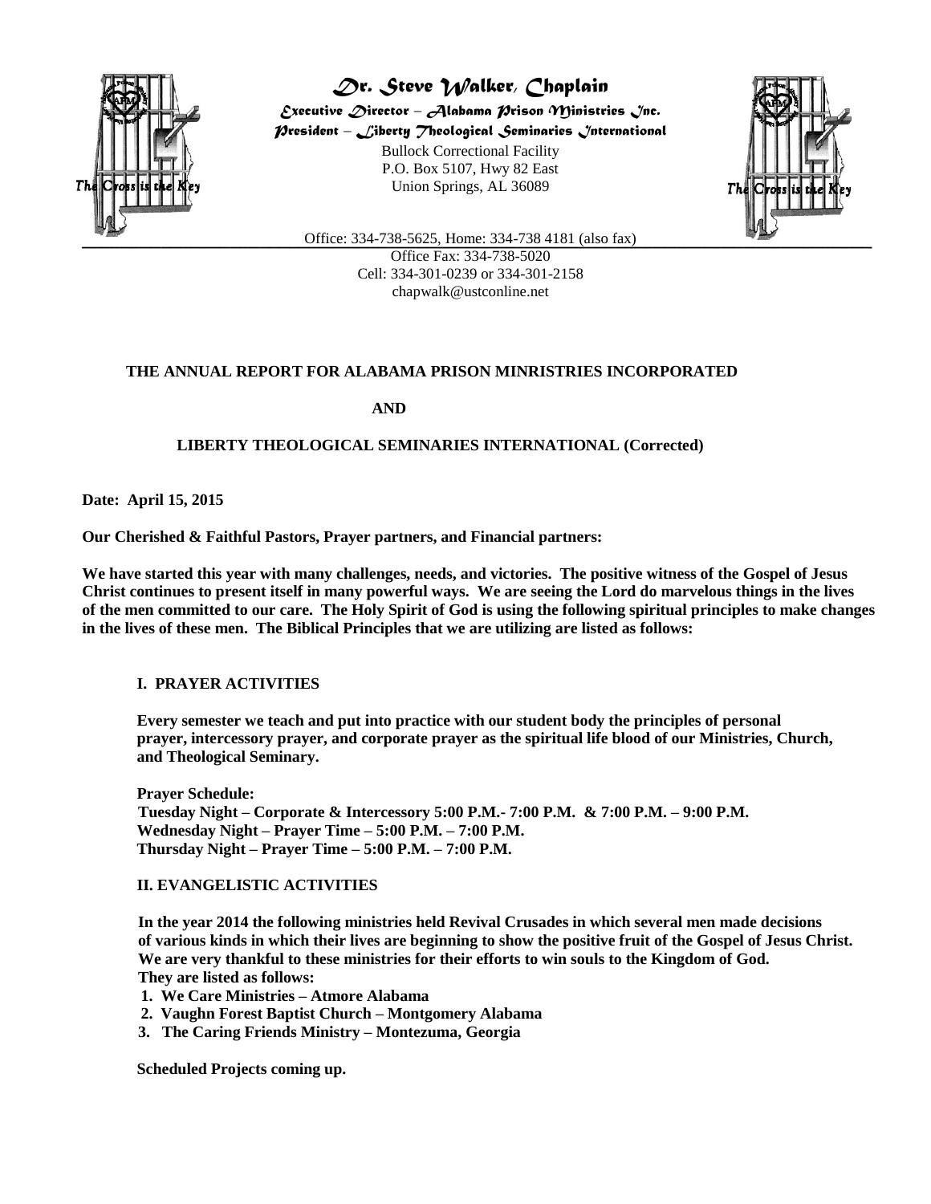# Dr. Steve Walker, Chaplain

*Executive Director – Alabama Prison Ministries Inc.*
*President – Liberty Theological Seminaries International*

Bullock Correctional Facility
P.O. Box 5107, Hwy 82 East
Union Springs, AL 36089

Office: 334-738-5625, Home: 334-738 4181 (also fax)
Office Fax: 334-738-5020
Cell: 334-301-0239 or 334-301-2158
chapwalk@ustconline.net

**THE ANNUAL REPORT FOR ALABAMA PRISON MINRISTRIES INCORPORATED**

**AND**

**LIBERTY THEOLOGICAL SEMINARIES INTERNATIONAL (Corrected)**

**Date: April 15, 2015**

**Our Cherished & Faithful Pastors, Prayer partners, and Financial partners:**

**We have started this year with many challenges, needs, and victories. The positive witness of the Gospel of Jesus Christ continues to present itself in many powerful ways. We are seeing the Lord do marvelous things in the lives of the men committed to our care. The Holy Spirit of God is using the following spiritual principles to make changes in the lives of these men. The Biblical Principles that we are utilizing are listed as follows:**

## I. PRAYER ACTIVITIES

**Every semester we teach and put into practice with our student body the principles of personal prayer, intercessory prayer, and corporate prayer as the spiritual life blood of our Ministries, Church, and Theological Seminary.**

**Prayer Schedule:**
**Tuesday Night – Corporate & Intercessory 5:00 P.M.- 7:00 P.M. & 7:00 P.M. – 9:00 P.M.**
**Wednesday Night – Prayer Time – 5:00 P.M. – 7:00 P.M.**
**Thursday Night – Prayer Time – 5:00 P.M. – 7:00 P.M.**

## II. EVANGELISTIC ACTIVITIES

**In the year 2014 the following ministries held Revival Crusades in which several men made decisions of various kinds in which their lives are beginning to show the positive fruit of the Gospel of Jesus Christ. We are very thankful to these ministries for their efforts to win souls to the Kingdom of God. They are listed as follows:**

1. **We Care Ministries – Atmore Alabama**
2. **Vaughn Forest Baptist Church – Montgomery Alabama**
3. **The Caring Friends Ministry – Montezuma, Georgia**

**Scheduled Projects coming up.**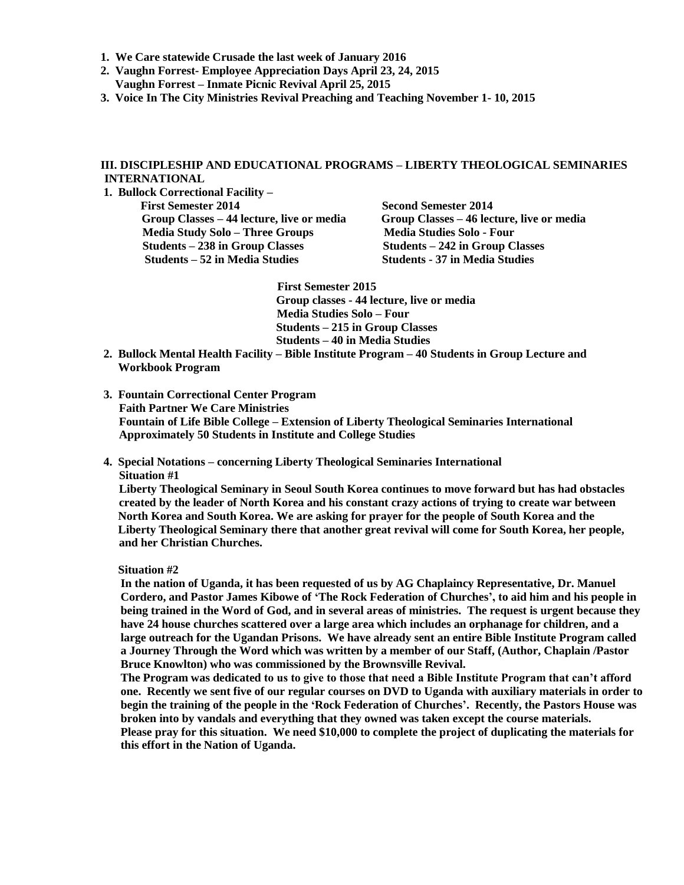1. **We Care statewide Crusade the last week of January 2016**
2. **Vaughn Forrest- Employee Appreciation Days April 23, 24, 2015**
   **Vaughn Forrest – Inmate Picnic Revival April 25, 2015**
3. **Voice In The City Ministries Revival Preaching and Teaching November 1- 10, 2015**

## III. DISCIPLESHIP AND EDUCATIONAL PROGRAMS – LIBERTY THEOLOGICAL SEMINARIES INTERNATIONAL

1. **Bullock Correctional Facility –**

   **First Semester 2014**
   **Group Classes – 44 lecture, live or media**
   **Media Study Solo – Three Groups**
   **Students – 238 in Group Classes**
   **Students – 52 in Media Studies**

   **Second Semester 2014**
   **Group Classes – 46 lecture, live or media**
   **Media Studies Solo - Four**
   **Students – 242 in Group Classes**
   **Students - 37 in Media Studies**

   **First Semester 2015**
   **Group classes - 44 lecture, live or media**
   **Media Studies Solo – Four**
   **Students – 215 in Group Classes**
   **Students – 40 in Media Studies**

2. **Bullock Mental Health Facility – Bible Institute Program – 40 Students in Group Lecture and Workbook Program**

3. **Fountain Correctional Center Program**
   **Faith Partner We Care Ministries**
   **Fountain of Life Bible College – Extension of Liberty Theological Seminaries International**
   **Approximately 50 Students in Institute and College Studies**

4. **Special Notations – concerning Liberty Theological Seminaries International**
   **Situation #1**
   **Liberty Theological Seminary in Seoul South Korea continues to move forward but has had obstacles created by the leader of North Korea and his constant crazy actions of trying to create war between North Korea and South Korea. We are asking for prayer for the people of South Korea and the Liberty Theological Seminary there that another great revival will come for South Korea, her people, and her Christian Churches.**

   **Situation #2**
   **In the nation of Uganda, it has been requested of us by AG Chaplaincy Representative, Dr. Manuel Cordero, and Pastor James Kibowe of 'The Rock Federation of Churches', to aid him and his people in being trained in the Word of God, and in several areas of ministries. The request is urgent because they have 24 house churches scattered over a large area which includes an orphanage for children, and a large outreach for the Ugandan Prisons. We have already sent an entire Bible Institute Program called a Journey Through the Word which was written by a member of our Staff, (Author, Chaplain /Pastor Bruce Knowlton) who was commissioned by the Brownsville Revival.**
   **The Program was dedicated to us to give to those that need a Bible Institute Program that can't afford one. Recently we sent five of our regular courses on DVD to Uganda with auxiliary materials in order to begin the training of the people in the 'Rock Federation of Churches'. Recently, the Pastors House was broken into by vandals and everything that they owned was taken except the course materials.**
   **Please pray for this situation. We need $10,000 to complete the project of duplicating the materials for this effort in the Nation of Uganda.**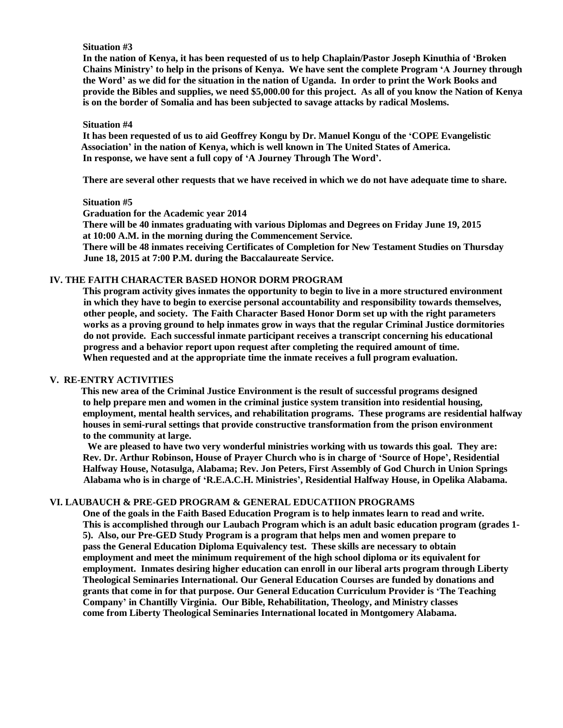**Situation #3**

**In the nation of Kenya, it has been requested of us to help Chaplain/Pastor Joseph Kinuthia of 'Broken Chains Ministry' to help in the prisons of Kenya. We have sent the complete Program 'A Journey through the Word' as we did for the situation in the nation of Uganda. In order to print the Work Books and provide the Bibles and supplies, we need $5,000.00 for this project. As all of you know the Nation of Kenya is on the border of Somalia and has been subjected to savage attacks by radical Moslems.**

**Situation #4**

**It has been requested of us to aid Geoffrey Kongu by Dr. Manuel Kongu of the 'COPE Evangelistic Association' in the nation of Kenya, which is well known in The United States of America. In response, we have sent a full copy of 'A Journey Through The Word'.**

**There are several other requests that we have received in which we do not have adequate time to share.**

**Situation #5**

**Graduation for the Academic year 2014**

**There will be 40 inmates graduating with various Diplomas and Degrees on Friday June 19, 2015 at 10:00 A.M. in the morning during the Commencement Service.**

**There will be 48 inmates receiving Certificates of Completion for New Testament Studies on Thursday June 18, 2015 at 7:00 P.M. during the Baccalaureate Service.**

## IV. THE FAITH CHARACTER BASED HONOR DORM PROGRAM

**This program activity gives inmates the opportunity to begin to live in a more structured environment in which they have to begin to exercise personal accountability and responsibility towards themselves, other people, and society. The Faith Character Based Honor Dorm set up with the right parameters works as a proving ground to help inmates grow in ways that the regular Criminal Justice dormitories do not provide. Each successful inmate participant receives a transcript concerning his educational progress and a behavior report upon request after completing the required amount of time. When requested and at the appropriate time the inmate receives a full program evaluation.**

## V. RE-ENTRY ACTIVITIES

**This new area of the Criminal Justice Environment is the result of successful programs designed to help prepare men and women in the criminal justice system transition into residential housing, employment, mental health services, and rehabilitation programs. These programs are residential halfway houses in semi-rural settings that provide constructive transformation from the prison environment to the community at large.**

**We are pleased to have two very wonderful ministries working with us towards this goal. They are: Rev. Dr. Arthur Robinson, House of Prayer Church who is in charge of 'Source of Hope', Residential Halfway House, Notasulga, Alabama; Rev. Jon Peters, First Assembly of God Church in Union Springs Alabama who is in charge of 'R.E.A.C.H. Ministries', Residential Halfway House, in Opelika Alabama.**

## VI. LAUBAUCH & PRE-GED PROGRAM & GENERAL EDUCATIION PROGRAMS

**One of the goals in the Faith Based Education Program is to help inmates learn to read and write. This is accomplished through our Laubach Program which is an adult basic education program (grades 1-5). Also, our Pre-GED Study Program is a program that helps men and women prepare to pass the General Education Diploma Equivalency test. These skills are necessary to obtain employment and meet the minimum requirement of the high school diploma or its equivalent for employment. Inmates desiring higher education can enroll in our liberal arts program through Liberty Theological Seminaries International. Our General Education Courses are funded by donations and grants that come in for that purpose. Our General Education Curriculum Provider is 'The Teaching Company' in Chantilly Virginia. Our Bible, Rehabilitation, Theology, and Ministry classes come from Liberty Theological Seminaries International located in Montgomery Alabama.**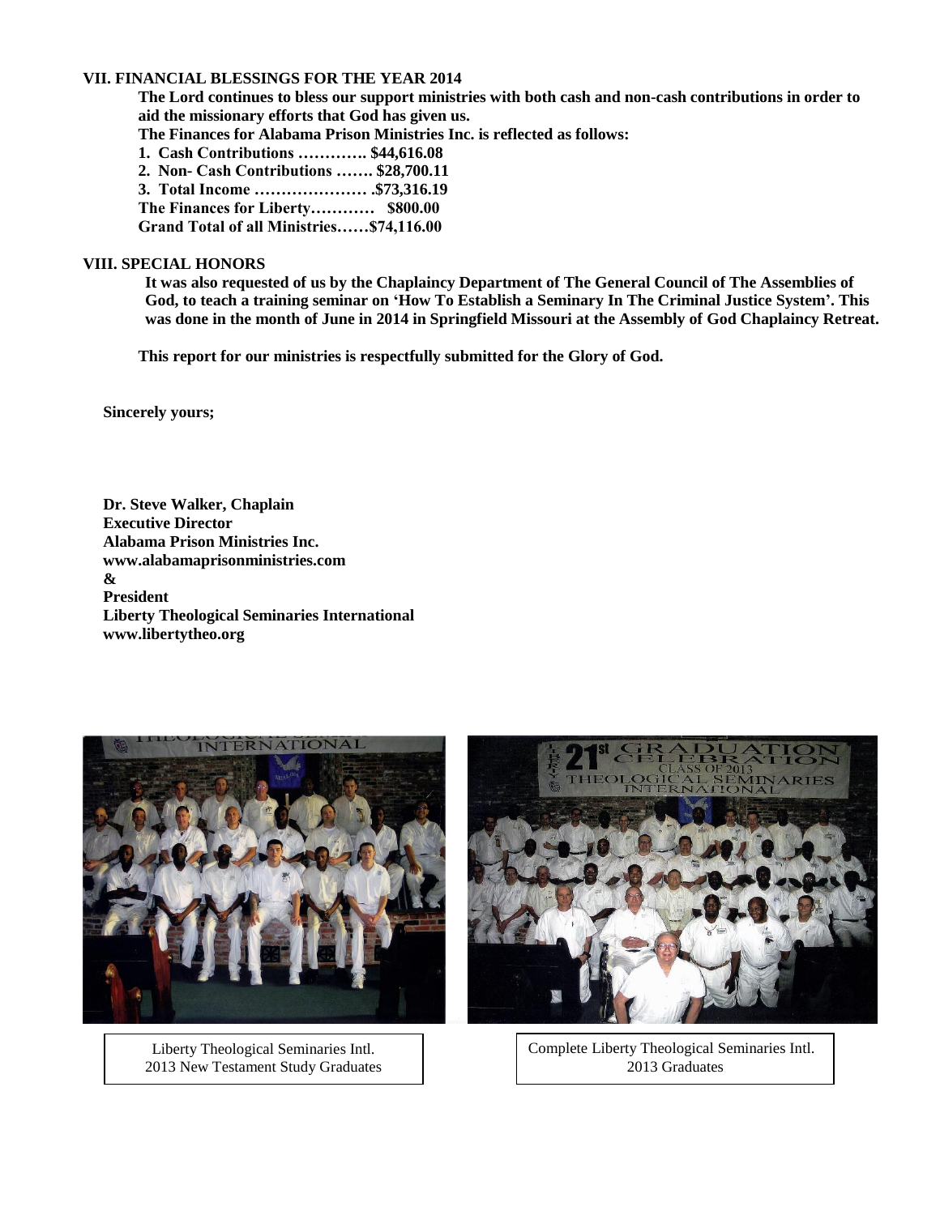## VII. FINANCIAL BLESSINGS FOR THE YEAR 2014

**The Lord continues to bless our support ministries with both cash and non-cash contributions in order to aid the missionary efforts that God has given us.**

**The Finances for Alabama Prison Ministries Inc. is reflected as follows:**

1. **Cash Contributions …………. $44,616.08**
2. **Non- Cash Contributions ……. $28,700.11**
3. **Total Income ………………… .$73,316.19**

**The Finances for Liberty………… $800.00**

**Grand Total of all Ministries……$74,116.00**

## VIII. SPECIAL HONORS

**It was also requested of us by the Chaplaincy Department of The General Council of The Assemblies of God, to teach a training seminar on 'How To Establish a Seminary In The Criminal Justice System'. This was done in the month of June in 2014 in Springfield Missouri at the Assembly of God Chaplaincy Retreat.**

**This report for our ministries is respectfully submitted for the Glory of God.**

**Sincerely yours;**

**Dr. Steve Walker, Chaplain**
**Executive Director**
**Alabama Prison Ministries Inc.**
**www.alabamaprisonministries.com**
**&**
**President**
**Liberty Theological Seminaries International**
**www.libertytheo.org**

Liberty Theological Seminaries Intl.
2013 New Testament Study Graduates

Complete Liberty Theological Seminaries Intl.
2013 Graduates